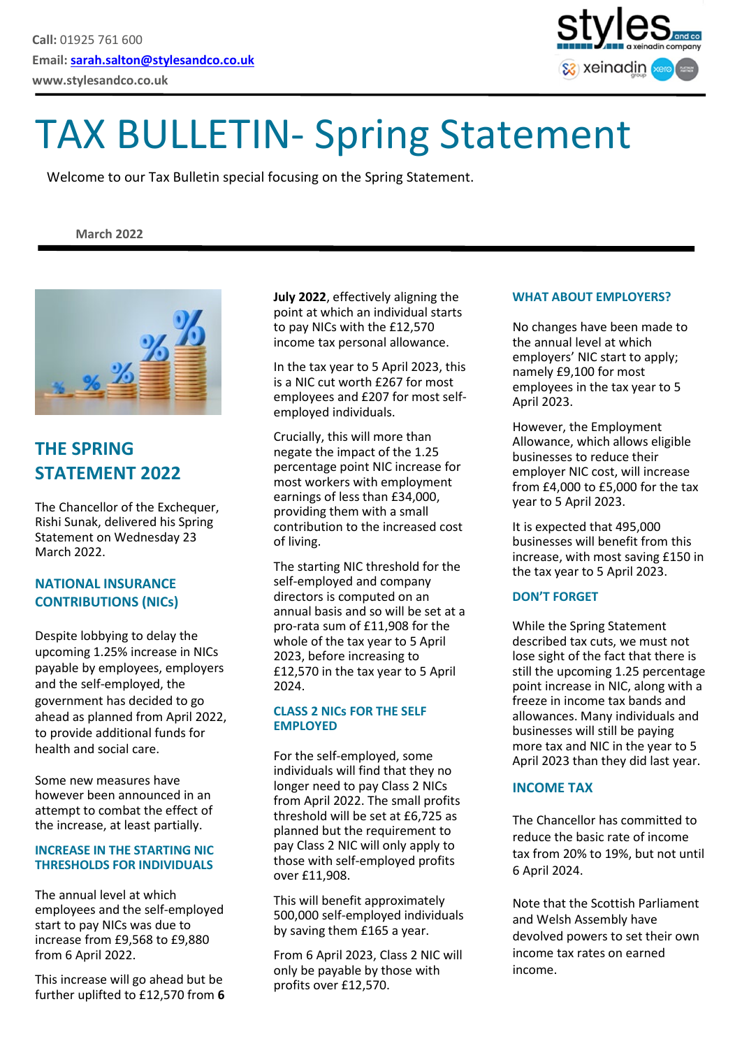**Call:** 01925 761 600
**Email:** sarah.salton@stylesandco.co.uk
**www.stylesandco.co.uk**

# TAX BULLETIN- Spring Statement

Welcome to our Tax Bulletin special focusing on the Spring Statement.

**March 2022**

## THE SPRING STATEMENT 2022

The Chancellor of the Exchequer, Rishi Sunak, delivered his Spring Statement on Wednesday 23 March 2022.

### NATIONAL INSURANCE CONTRIBUTIONS (NICs)

Despite lobbying to delay the upcoming 1.25% increase in NICs payable by employees, employers and the self-employed, the government has decided to go ahead as planned from April 2022, to provide additional funds for health and social care.

Some new measures have however been announced in an attempt to combat the effect of the increase, at least partially.

### INCREASE IN THE STARTING NIC THRESHOLDS FOR INDIVIDUALS

The annual level at which employees and the self-employed start to pay NICs was due to increase from £9,568 to £9,880 from 6 April 2022.

This increase will go ahead but be further uplifted to £12,570 from **6 July 2022**, effectively aligning the point at which an individual starts to pay NICs with the £12,570 income tax personal allowance.

In the tax year to 5 April 2023, this is a NIC cut worth £267 for most employees and £207 for most self-employed individuals.

Crucially, this will more than negate the impact of the 1.25 percentage point NIC increase for most workers with employment earnings of less than £34,000, providing them with a small contribution to the increased cost of living.

The starting NIC threshold for the self-employed and company directors is computed on an annual basis and so will be set at a pro-rata sum of £11,908 for the whole of the tax year to 5 April 2023, before increasing to £12,570 in the tax year to 5 April 2024.

### CLASS 2 NICs FOR THE SELF EMPLOYED

For the self-employed, some individuals will find that they no longer need to pay Class 2 NICs from April 2022. The small profits threshold will be set at £6,725 as planned but the requirement to pay Class 2 NIC will only apply to those with self-employed profits over £11,908.

This will benefit approximately 500,000 self-employed individuals by saving them £165 a year.

From 6 April 2023, Class 2 NIC will only be payable by those with profits over £12,570.

### WHAT ABOUT EMPLOYERS?

No changes have been made to the annual level at which employers' NIC start to apply; namely £9,100 for most employees in the tax year to 5 April 2023.

However, the Employment Allowance, which allows eligible businesses to reduce their employer NIC cost, will increase from £4,000 to £5,000 for the tax year to 5 April 2023.

It is expected that 495,000 businesses will benefit from this increase, with most saving £150 in the tax year to 5 April 2023.

### DON'T FORGET

While the Spring Statement described tax cuts, we must not lose sight of the fact that there is still the upcoming 1.25 percentage point increase in NIC, along with a freeze in income tax bands and allowances. Many individuals and businesses will still be paying more tax and NIC in the year to 5 April 2023 than they did last year.

### INCOME TAX

The Chancellor has committed to reduce the basic rate of income tax from 20% to 19%, but not until 6 April 2024.

Note that the Scottish Parliament and Welsh Assembly have devolved powers to set their own income tax rates on earned income.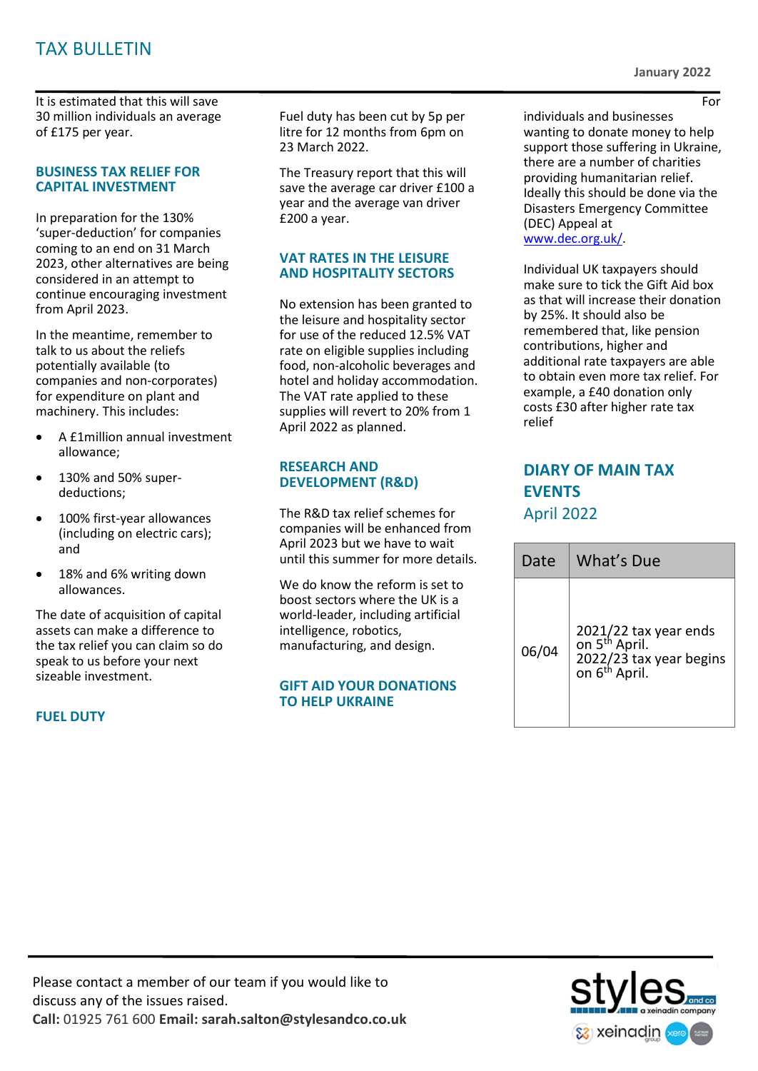It is estimated that this will save 30 million individuals an average of £175 per year.

## BUSINESS TAX RELIEF FOR CAPITAL INVESTMENT

In preparation for the 130% ‘super-deduction’ for companies coming to an end on 31 March 2023, other alternatives are being considered in an attempt to continue encouraging investment from April 2023.

In the meantime, remember to talk to us about the reliefs potentially available (to companies and non-corporates) for expenditure on plant and machinery. This includes:

- A £1million annual investment allowance;
- 130% and 50% super-deductions;
- 100% first-year allowances (including on electric cars); and
- 18% and 6% writing down allowances.

The date of acquisition of capital assets can make a difference to the tax relief you can claim so do speak to us before your next sizeable investment.

## FUEL DUTY

Fuel duty has been cut by 5p per litre for 12 months from 6pm on 23 March 2022.

The Treasury report that this will save the average car driver £100 a year and the average van driver £200 a year.

## VAT RATES IN THE LEISURE AND HOSPITALITY SECTORS

No extension has been granted to the leisure and hospitality sector for use of the reduced 12.5% VAT rate on eligible supplies including food, non-alcoholic beverages and hotel and holiday accommodation. The VAT rate applied to these supplies will revert to 20% from 1 April 2022 as planned.

## RESEARCH AND DEVELOPMENT (R&D)

The R&D tax relief schemes for companies will be enhanced from April 2023 but we have to wait until this summer for more details.

We do know the reform is set to boost sectors where the UK is a world-leader, including artificial intelligence, robotics, manufacturing, and design.

## GIFT AID YOUR DONATIONS TO HELP UKRAINE

For individuals and businesses wanting to donate money to help support those suffering in Ukraine, there are a number of charities providing humanitarian relief. Ideally this should be done via the Disasters Emergency Committee (DEC) Appeal at [www.dec.org.uk/](http://www.dec.org.uk/).

Individual UK taxpayers should make sure to tick the Gift Aid box as that will increase their donation by 25%. It should also be remembered that, like pension contributions, higher and additional rate taxpayers are able to obtain even more tax relief. For example, a £40 donation only costs £30 after higher rate tax relief

## DIARY OF MAIN TAX EVENTS

### April 2022

| Date | What’s Due |
|---|---|
| 06/04 | 2021/22 tax year ends on 5th April. 2022/23 tax year begins on 6th April. |

Please contact a member of our team if you would like to discuss any of the issues raised.
**Call:** 01925 761 600 **Email: sarah.salton@stylesandco.co.uk**